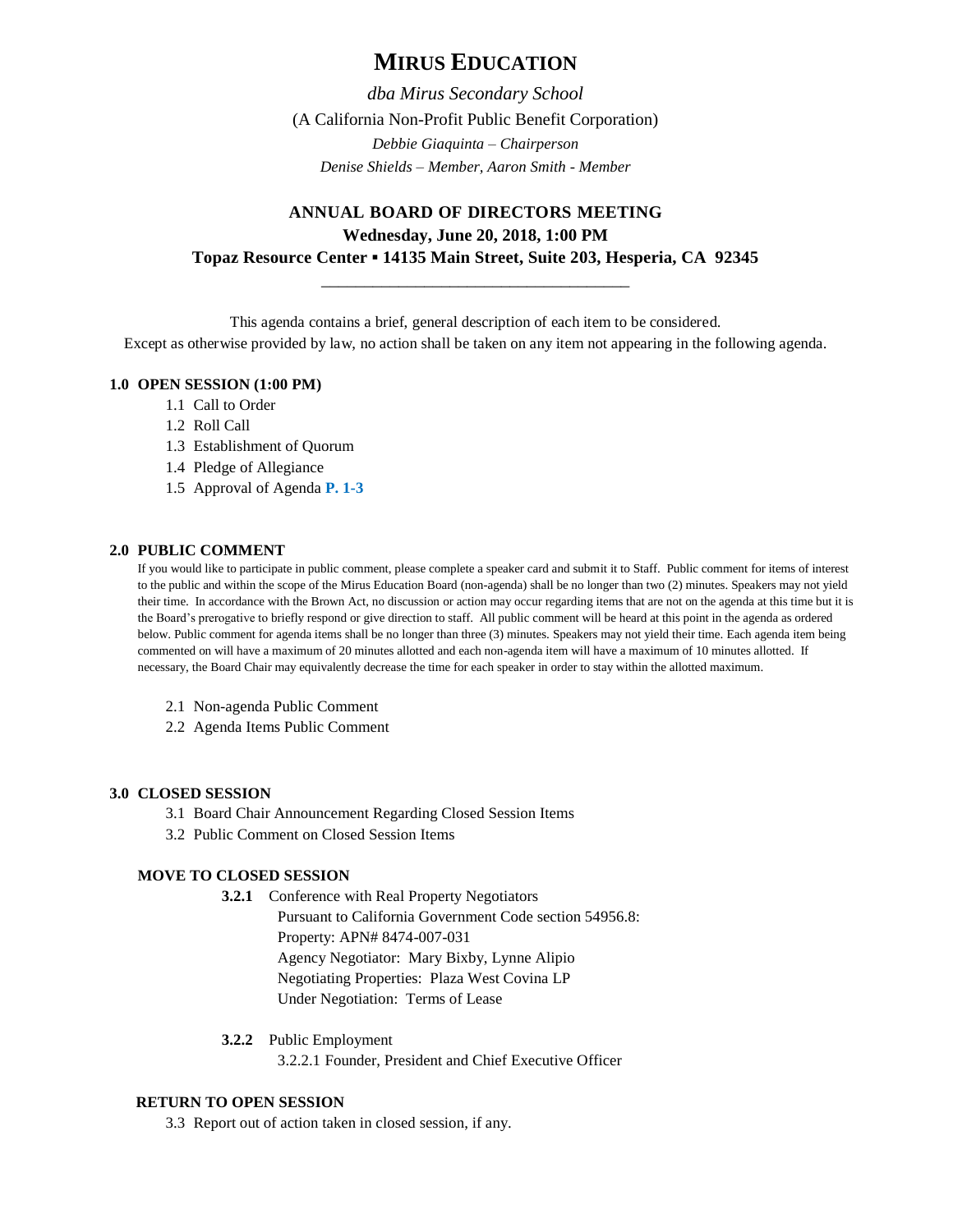# MIRUS EDUCATION

*dba Mirus Secondary School*

(A California Non-Profit Public Benefit Corporation)

*Debbie Giaquinta – Chairperson*

*Denise Shields – Member, Aaron Smith - Member*

## ANNUAL BOARD OF DIRECTORS MEETING

**Wednesday, June 20, 2018, 1:00 PM**

**Topaz Resource Center ▪ 14135 Main Street, Suite 203, Hesperia, CA 92345**

---

This agenda contains a brief, general description of each item to be considered.
Except as otherwise provided by law, no action shall be taken on any item not appearing in the following agenda.

**1.0 OPEN SESSION (1:00 PM)**

1.1 Call to Order
1.2 Roll Call
1.3 Establishment of Quorum
1.4 Pledge of Allegiance
1.5 Approval of Agenda **P. 1-3**

**2.0 PUBLIC COMMENT**

If you would like to participate in public comment, please complete a speaker card and submit it to Staff. Public comment for items of interest to the public and within the scope of the Mirus Education Board (non-agenda) shall be no longer than two (2) minutes. Speakers may not yield their time. In accordance with the Brown Act, no discussion or action may occur regarding items that are not on the agenda at this time but it is the Board's prerogative to briefly respond or give direction to staff. All public comment will be heard at this point in the agenda as ordered below. Public comment for agenda items shall be no longer than three (3) minutes. Speakers may not yield their time. Each agenda item being commented on will have a maximum of 20 minutes allotted and each non-agenda item will have a maximum of 10 minutes allotted. If necessary, the Board Chair may equivalently decrease the time for each speaker in order to stay within the allotted maximum.

2.1 Non-agenda Public Comment
2.2 Agenda Items Public Comment

**3.0 CLOSED SESSION**

3.1 Board Chair Announcement Regarding Closed Session Items
3.2 Public Comment on Closed Session Items

**MOVE TO CLOSED SESSION**

**3.2.1** Conference with Real Property Negotiators
Pursuant to California Government Code section 54956.8:
Property: APN# 8474-007-031
Agency Negotiator: Mary Bixby, Lynne Alipio
Negotiating Properties: Plaza West Covina LP
Under Negotiation: Terms of Lease

**3.2.2** Public Employment
3.2.2.1 Founder, President and Chief Executive Officer

**RETURN TO OPEN SESSION**

3.3 Report out of action taken in closed session, if any.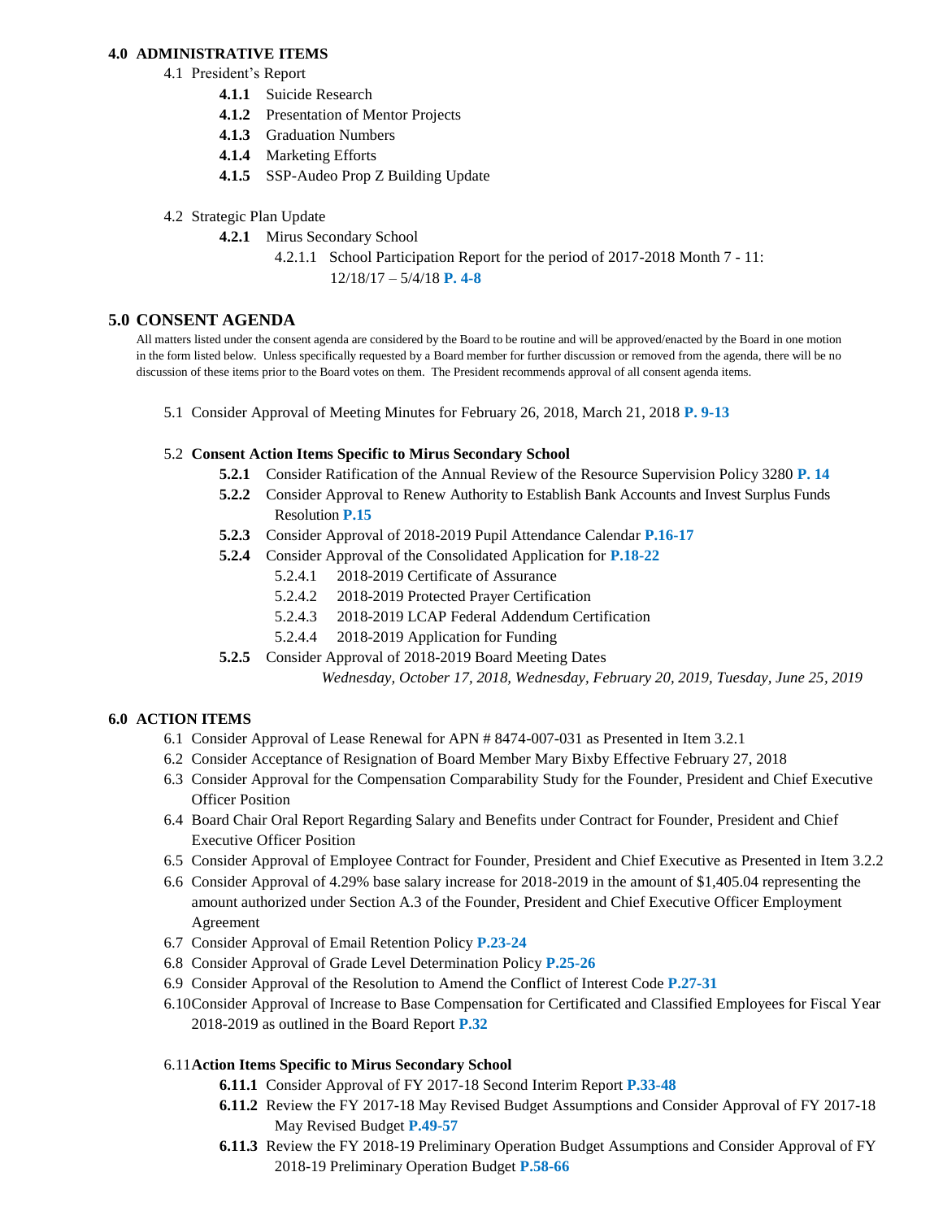**4.0 ADMINISTRATIVE ITEMS**

4.1 President's Report

- **4.1.1** Suicide Research
- **4.1.2** Presentation of Mentor Projects
- **4.1.3** Graduation Numbers
- **4.1.4** Marketing Efforts
- **4.1.5** SSP-Audeo Prop Z Building Update

4.2 Strategic Plan Update

- **4.2.1** Mirus Secondary School
  - 4.2.1.1 School Participation Report for the period of 2017-2018 Month 7 - 11: 12/18/17 – 5/4/18 **P. 4-8**

## 5.0 CONSENT AGENDA

All matters listed under the consent agenda are considered by the Board to be routine and will be approved/enacted by the Board in one motion in the form listed below. Unless specifically requested by a Board member for further discussion or removed from the agenda, there will be no discussion of these items prior to the Board votes on them. The President recommends approval of all consent agenda items.

5.1 Consider Approval of Meeting Minutes for February 26, 2018, March 21, 2018 **P. 9-13**

5.2 **Consent Action Items Specific to Mirus Secondary School**

- **5.2.1** Consider Ratification of the Annual Review of the Resource Supervision Policy 3280 **P. 14**
- **5.2.2** Consider Approval to Renew Authority to Establish Bank Accounts and Invest Surplus Funds Resolution **P.15**
- **5.2.3** Consider Approval of 2018-2019 Pupil Attendance Calendar **P.16-17**
- **5.2.4** Consider Approval of the Consolidated Application for **P.18-22**
  - 5.2.4.1 2018-2019 Certificate of Assurance
  - 5.2.4.2 2018-2019 Protected Prayer Certification
  - 5.2.4.3 2018-2019 LCAP Federal Addendum Certification
  - 5.2.4.4 2018-2019 Application for Funding
- **5.2.5** Consider Approval of 2018-2019 Board Meeting Dates
  *Wednesday, October 17, 2018, Wednesday, February 20, 2019, Tuesday, June 25, 2019*

**6.0 ACTION ITEMS**

6.1 Consider Approval of Lease Renewal for APN # 8474-007-031 as Presented in Item 3.2.1

6.2 Consider Acceptance of Resignation of Board Member Mary Bixby Effective February 27, 2018

6.3 Consider Approval for the Compensation Comparability Study for the Founder, President and Chief Executive Officer Position

6.4 Board Chair Oral Report Regarding Salary and Benefits under Contract for Founder, President and Chief Executive Officer Position

6.5 Consider Approval of Employee Contract for Founder, President and Chief Executive as Presented in Item 3.2.2

6.6 Consider Approval of 4.29% base salary increase for 2018-2019 in the amount of $1,405.04 representing the amount authorized under Section A.3 of the Founder, President and Chief Executive Officer Employment Agreement

6.7 Consider Approval of Email Retention Policy **P.23-24**

6.8 Consider Approval of Grade Level Determination Policy **P.25-26**

6.9 Consider Approval of the Resolution to Amend the Conflict of Interest Code **P.27-31**

6.10 Consider Approval of Increase to Base Compensation for Certificated and Classified Employees for Fiscal Year 2018-2019 as outlined in the Board Report **P.32**

6.11 **Action Items Specific to Mirus Secondary School**

- **6.11.1** Consider Approval of FY 2017-18 Second Interim Report **P.33-48**
- **6.11.2** Review the FY 2017-18 May Revised Budget Assumptions and Consider Approval of FY 2017-18 May Revised Budget **P.49-57**
- **6.11.3** Review the FY 2018-19 Preliminary Operation Budget Assumptions and Consider Approval of FY 2018-19 Preliminary Operation Budget **P.58-66**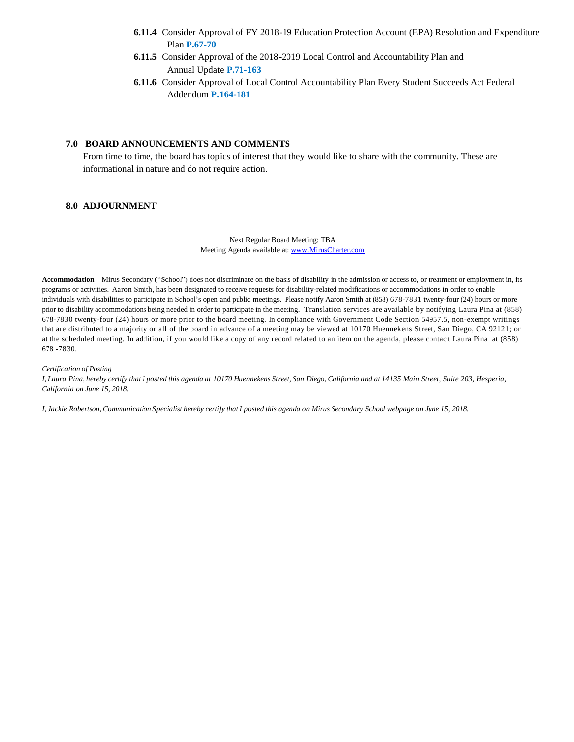**6.11.4** Consider Approval of FY 2018-19 Education Protection Account (EPA) Resolution and Expenditure Plan **P.67-70**

**6.11.5** Consider Approval of the 2018-2019 Local Control and Accountability Plan and Annual Update **P.71-163**

**6.11.6** Consider Approval of Local Control Accountability Plan Every Student Succeeds Act Federal Addendum **P.164-181**

## 7.0 BOARD ANNOUNCEMENTS AND COMMENTS

From time to time, the board has topics of interest that they would like to share with the community. These are informational in nature and do not require action.

## 8.0 ADJOURNMENT

Next Regular Board Meeting: TBA
Meeting Agenda available at: [www.MirusCharter.com](http://www.MirusCharter.com)

**Accommodation** – Mirus Secondary ("School") does not discriminate on the basis of disability in the admission or access to, or treatment or employment in, its programs or activities. Aaron Smith, has been designated to receive requests for disability-related modifications or accommodations in order to enable individuals with disabilities to participate in School's open and public meetings. Please notify Aaron Smith at (858) 678-7831 twenty-four (24) hours or more prior to disability accommodations being needed in order to participate in the meeting. Translation services are available by notifying Laura Pina at (858) 678-7830 twenty-four (24) hours or more prior to the board meeting. In compliance with Government Code Section 54957.5, non-exempt writings that are distributed to a majority or all of the board in advance of a meeting may be viewed at 10170 Huennekens Street, San Diego, CA 92121; or at the scheduled meeting. In addition, if you would like a copy of any record related to an item on the agenda, please contact Laura Pina at (858) 678 -7830.

*Certification of Posting*
*I, Laura Pina, hereby certify that I posted this agenda at 10170 Huennekens Street, San Diego, California and at 14135 Main Street, Suite 203, Hesperia, California on June 15, 2018.*

*I, Jackie Robertson, Communication Specialist hereby certify that I posted this agenda on Mirus Secondary School webpage on June 15, 2018.*